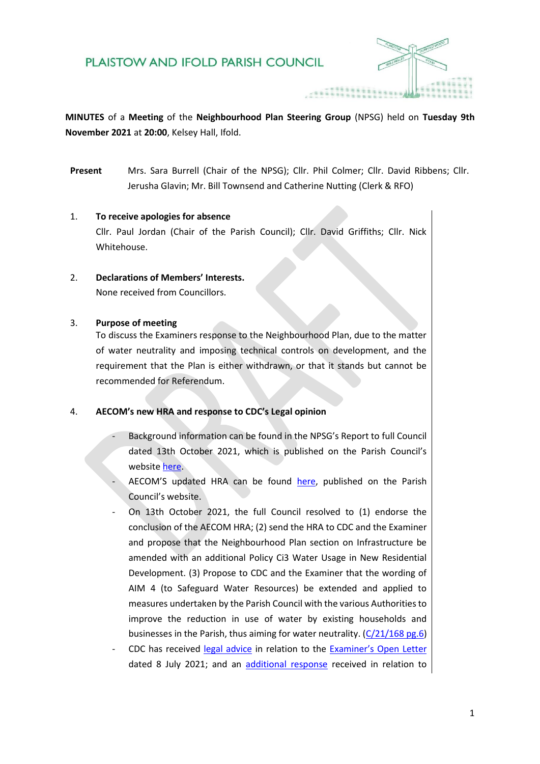# PLAISTOW AND IFOLD PARISH COUNCIL

**MINUTES** of a **Meeting** of the **Neighbourhood Plan Steering Group** (NPSG) held on **Tuesday 9th November 2021** at **20:00**, Kelsey Hall, Ifold.

**Present** Mrs. Sara Burrell (Chair of the NPSG); Cllr. Phil Colmer; Cllr. David Ribbens; Cllr. Jerusha Glavin; Mr. Bill Townsend and Catherine Nutting (Clerk & RFO)

1. **To receive apologies for absence**
   Cllr. Paul Jordan (Chair of the Parish Council); Cllr. David Griffiths; Cllr. Nick Whitehouse.

2. **Declarations of Members' Interests.**
   None received from Councillors.

3. **Purpose of meeting**
   To discuss the Examiners response to the Neighbourhood Plan, due to the matter of water neutrality and imposing technical controls on development, and the requirement that the Plan is either withdrawn, or that it stands but cannot be recommended for Referendum.

4. **AECOM's new HRA and response to CDC's Legal opinion**

   - Background information can be found in the NPSG's Report to full Council dated 13th October 2021, which is published on the Parish Council's website here.
   - AECOM'S updated HRA can be found here, published on the Parish Council's website.
   - On 13th October 2021, the full Council resolved to (1) endorse the conclusion of the AECOM HRA; (2) send the HRA to CDC and the Examiner and propose that the Neighbourhood Plan section on Infrastructure be amended with an additional Policy Ci3 Water Usage in New Residential Development. (3) Propose to CDC and the Examiner that the wording of AIM 4 (to Safeguard Water Resources) be extended and applied to measures undertaken by the Parish Council with the various Authorities to improve the reduction in use of water by existing households and businesses in the Parish, thus aiming for water neutrality. (C/21/168 pg.6)
   - CDC has received legal advice in relation to the Examiner's Open Letter dated 8 July 2021; and an additional response received in relation to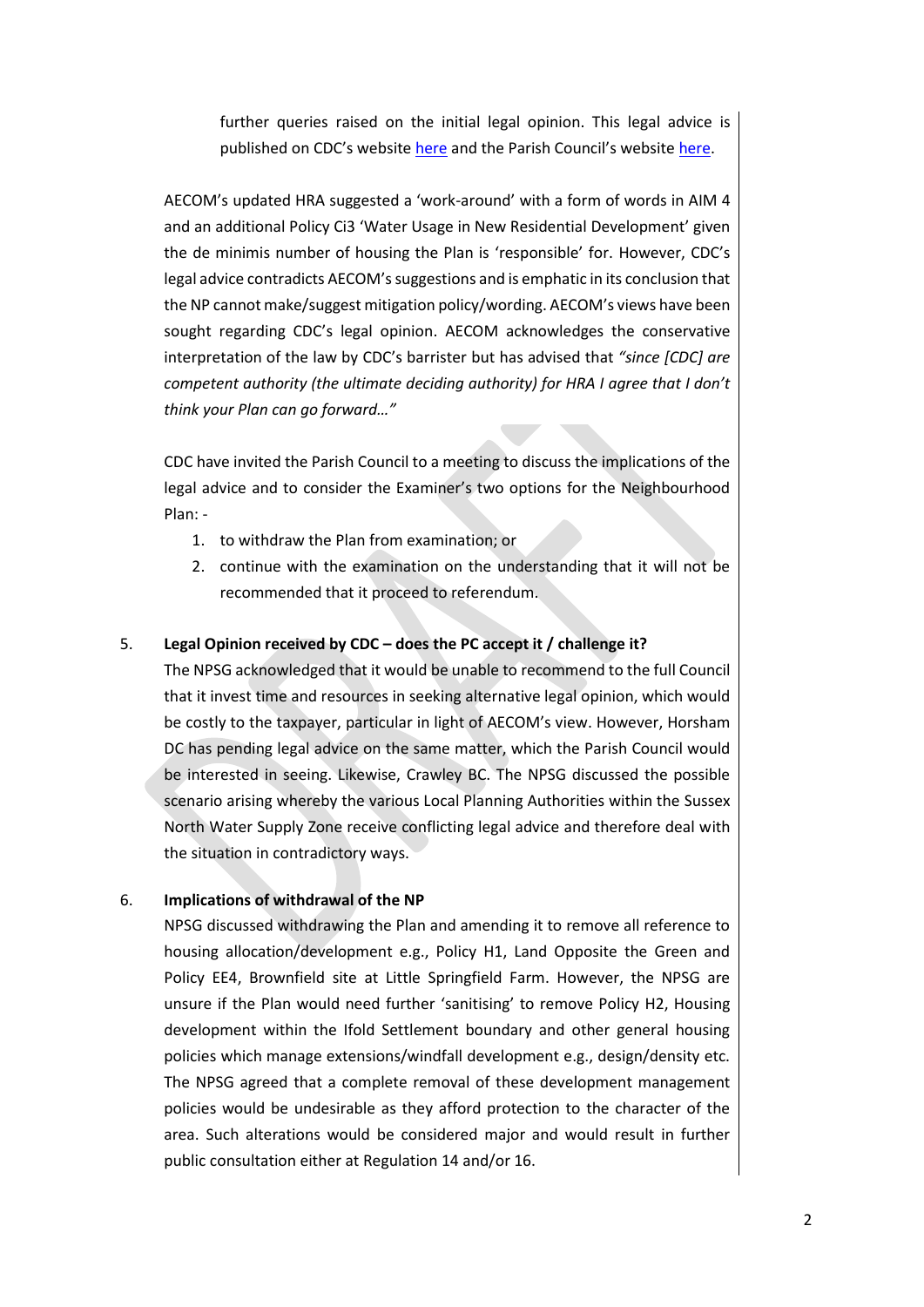further queries raised on the initial legal opinion. This legal advice is published on CDC's website here and the Parish Council's website here.

AECOM's updated HRA suggested a 'work-around' with a form of words in AIM 4 and an additional Policy Ci3 'Water Usage in New Residential Development' given the de minimis number of housing the Plan is 'responsible' for. However, CDC's legal advice contradicts AECOM's suggestions and is emphatic in its conclusion that the NP cannot make/suggest mitigation policy/wording. AECOM's views have been sought regarding CDC's legal opinion. AECOM acknowledges the conservative interpretation of the law by CDC's barrister but has advised that *"since [CDC] are competent authority (the ultimate deciding authority) for HRA I agree that I don't think your Plan can go forward…"*

CDC have invited the Parish Council to a meeting to discuss the implications of the legal advice and to consider the Examiner's two options for the Neighbourhood Plan: -

1. to withdraw the Plan from examination; or
2. continue with the examination on the understanding that it will not be recommended that it proceed to referendum.

5. **Legal Opinion received by CDC – does the PC accept it / challenge it?**

The NPSG acknowledged that it would be unable to recommend to the full Council that it invest time and resources in seeking alternative legal opinion, which would be costly to the taxpayer, particular in light of AECOM's view. However, Horsham DC has pending legal advice on the same matter, which the Parish Council would be interested in seeing. Likewise, Crawley BC. The NPSG discussed the possible scenario arising whereby the various Local Planning Authorities within the Sussex North Water Supply Zone receive conflicting legal advice and therefore deal with the situation in contradictory ways.

6. **Implications of withdrawal of the NP**

NPSG discussed withdrawing the Plan and amending it to remove all reference to housing allocation/development e.g., Policy H1, Land Opposite the Green and Policy EE4, Brownfield site at Little Springfield Farm. However, the NPSG are unsure if the Plan would need further 'sanitising' to remove Policy H2, Housing development within the Ifold Settlement boundary and other general housing policies which manage extensions/windfall development e.g., design/density etc. The NPSG agreed that a complete removal of these development management policies would be undesirable as they afford protection to the character of the area. Such alterations would be considered major and would result in further public consultation either at Regulation 14 and/or 16.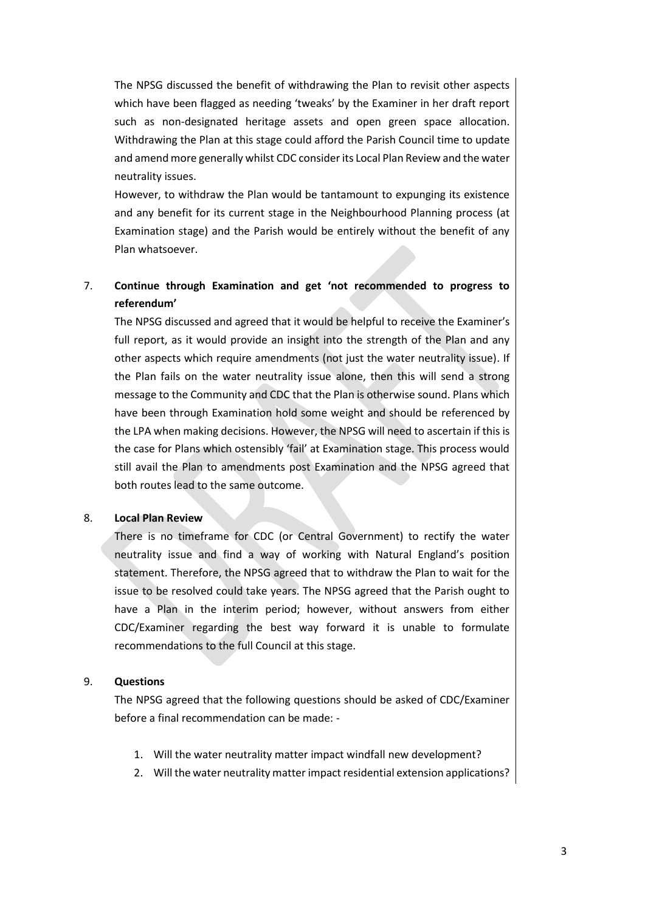The NPSG discussed the benefit of withdrawing the Plan to revisit other aspects which have been flagged as needing 'tweaks' by the Examiner in her draft report such as non-designated heritage assets and open green space allocation. Withdrawing the Plan at this stage could afford the Parish Council time to update and amend more generally whilst CDC consider its Local Plan Review and the water neutrality issues.

However, to withdraw the Plan would be tantamount to expunging its existence and any benefit for its current stage in the Neighbourhood Planning process (at Examination stage) and the Parish would be entirely without the benefit of any Plan whatsoever.

7. **Continue through Examination and get 'not recommended to progress to referendum'**

   The NPSG discussed and agreed that it would be helpful to receive the Examiner's full report, as it would provide an insight into the strength of the Plan and any other aspects which require amendments (not just the water neutrality issue). If the Plan fails on the water neutrality issue alone, then this will send a strong message to the Community and CDC that the Plan is otherwise sound. Plans which have been through Examination hold some weight and should be referenced by the LPA when making decisions. However, the NPSG will need to ascertain if this is the case for Plans which ostensibly 'fail' at Examination stage. This process would still avail the Plan to amendments post Examination and the NPSG agreed that both routes lead to the same outcome.

8. **Local Plan Review**

   There is no timeframe for CDC (or Central Government) to rectify the water neutrality issue and find a way of working with Natural England's position statement. Therefore, the NPSG agreed that to withdraw the Plan to wait for the issue to be resolved could take years. The NPSG agreed that the Parish ought to have a Plan in the interim period; however, without answers from either CDC/Examiner regarding the best way forward it is unable to formulate recommendations to the full Council at this stage.

9. **Questions**

   The NPSG agreed that the following questions should be asked of CDC/Examiner before a final recommendation can be made: -

   1. Will the water neutrality matter impact windfall new development?
   2. Will the water neutrality matter impact residential extension applications?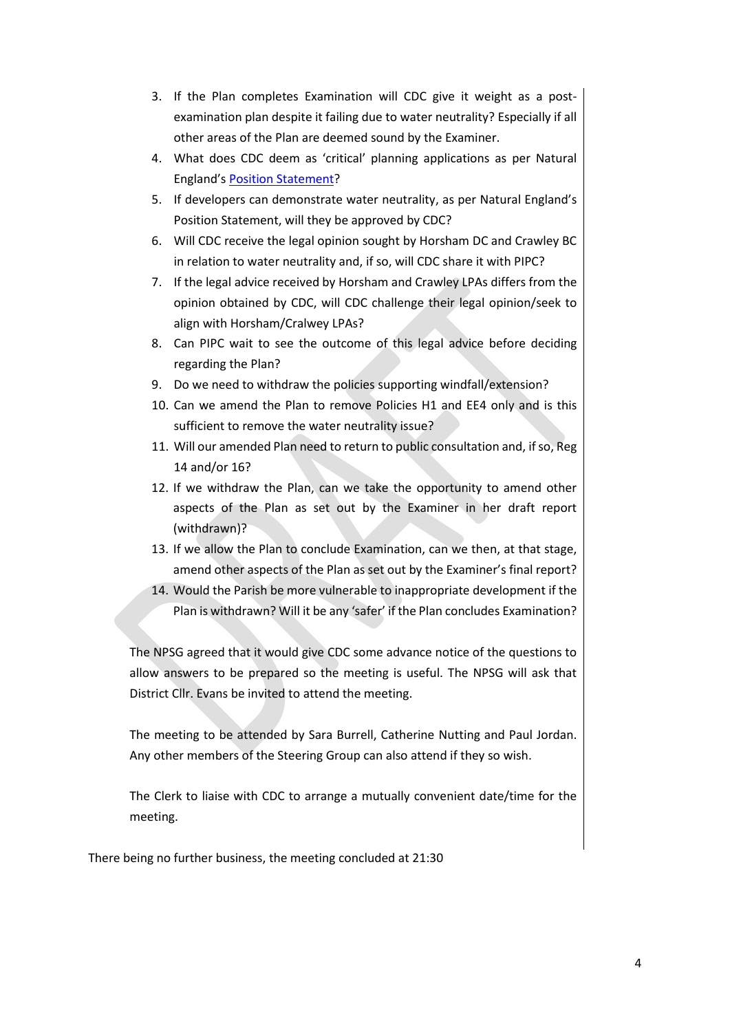3. If the Plan completes Examination will CDC give it weight as a post-examination plan despite it failing due to water neutrality? Especially if all other areas of the Plan are deemed sound by the Examiner.
4. What does CDC deem as 'critical' planning applications as per Natural England's [Position Statement](Position Statement)?
5. If developers can demonstrate water neutrality, as per Natural England's Position Statement, will they be approved by CDC?
6. Will CDC receive the legal opinion sought by Horsham DC and Crawley BC in relation to water neutrality and, if so, will CDC share it with PIPC?
7. If the legal advice received by Horsham and Crawley LPAs differs from the opinion obtained by CDC, will CDC challenge their legal opinion/seek to align with Horsham/Cralwey LPAs?
8. Can PIPC wait to see the outcome of this legal advice before deciding regarding the Plan?
9. Do we need to withdraw the policies supporting windfall/extension?
10. Can we amend the Plan to remove Policies H1 and EE4 only and is this sufficient to remove the water neutrality issue?
11. Will our amended Plan need to return to public consultation and, if so, Reg 14 and/or 16?
12. If we withdraw the Plan, can we take the opportunity to amend other aspects of the Plan as set out by the Examiner in her draft report (withdrawn)?
13. If we allow the Plan to conclude Examination, can we then, at that stage, amend other aspects of the Plan as set out by the Examiner's final report?
14. Would the Parish be more vulnerable to inappropriate development if the Plan is withdrawn? Will it be any 'safer' if the Plan concludes Examination?

The NPSG agreed that it would give CDC some advance notice of the questions to allow answers to be prepared so the meeting is useful. The NPSG will ask that District Cllr. Evans be invited to attend the meeting.

The meeting to be attended by Sara Burrell, Catherine Nutting and Paul Jordan. Any other members of the Steering Group can also attend if they so wish.

The Clerk to liaise with CDC to arrange a mutually convenient date/time for the meeting.

There being no further business, the meeting concluded at 21:30